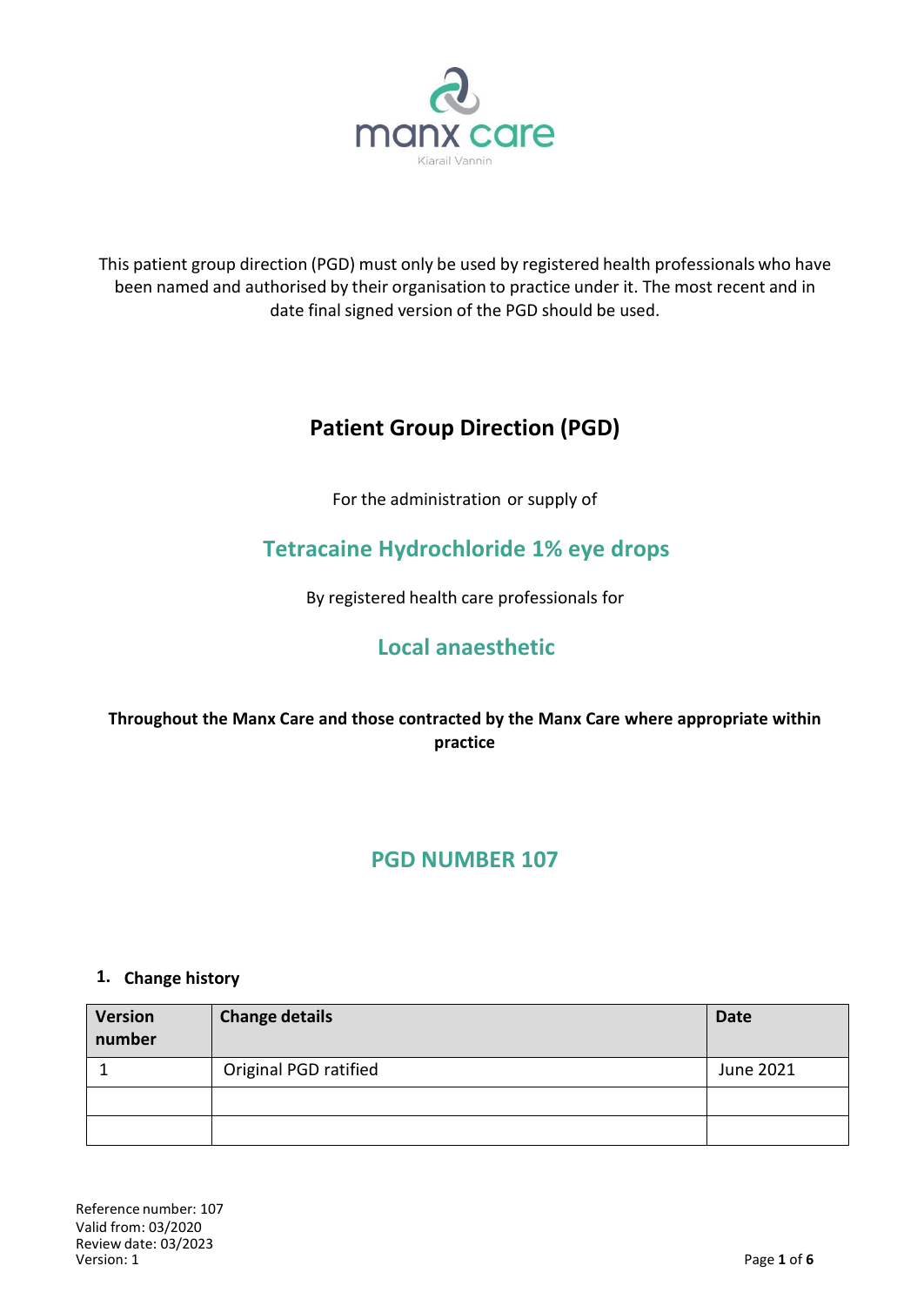manx care

Kiarail Vannin

This patient group direction (PGD) must only be used by registered health professionals who have been named and authorised by their organisation to practice under it. The most recent and in date final signed version of the PGD should be used.

# Patient Group Direction (PGD)

For the administration or supply of

## Tetracaine Hydrochloride 1% eye drops

By registered health care professionals for

## Local anaesthetic

**Throughout the Manx Care and those contracted by the Manx Care where appropriate within practice**

## PGD NUMBER 107

### 1. Change history

| Version number | Change details | Date |
|---|---|---|
| 1 | Original PGD ratified | June 2021 |
| | | |
| | | |

Reference number: 107
Valid from: 03/2020
Review date: 03/2023
Version: 1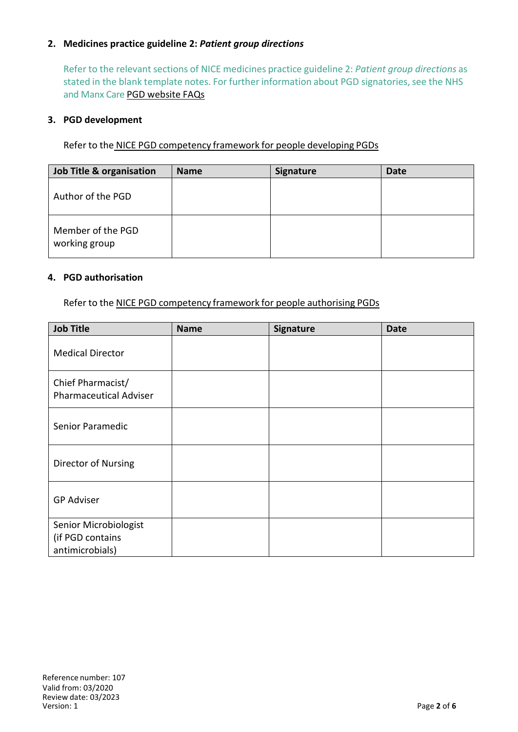## 2. Medicines practice guideline 2: *Patient group directions*

Refer to the relevant sections of NICE medicines practice guideline 2: *Patient group directions* as stated in the blank template notes. For further information about PGD signatories, see the NHS and Manx Care PGD website FAQs

## 3. PGD development

Refer to the NICE PGD competency framework for people developing PGDs

| Job Title & organisation | Name | Signature | Date |
|---|---|---|---|
| Author of the PGD | | | |
| Member of the PGD working group | | | |

## 4. PGD authorisation

Refer to the NICE PGD competency framework for people authorising PGDs

| Job Title | Name | Signature | Date |
|---|---|---|---|
| Medical Director | | | |
| Chief Pharmacist/ Pharmaceutical Adviser | | | |
| Senior Paramedic | | | |
| Director of Nursing | | | |
| GP Adviser | | | |
| Senior Microbiologist (if PGD contains antimicrobials) | | | |

Reference number: 107
Valid from: 03/2020
Review date: 03/2023
Version: 1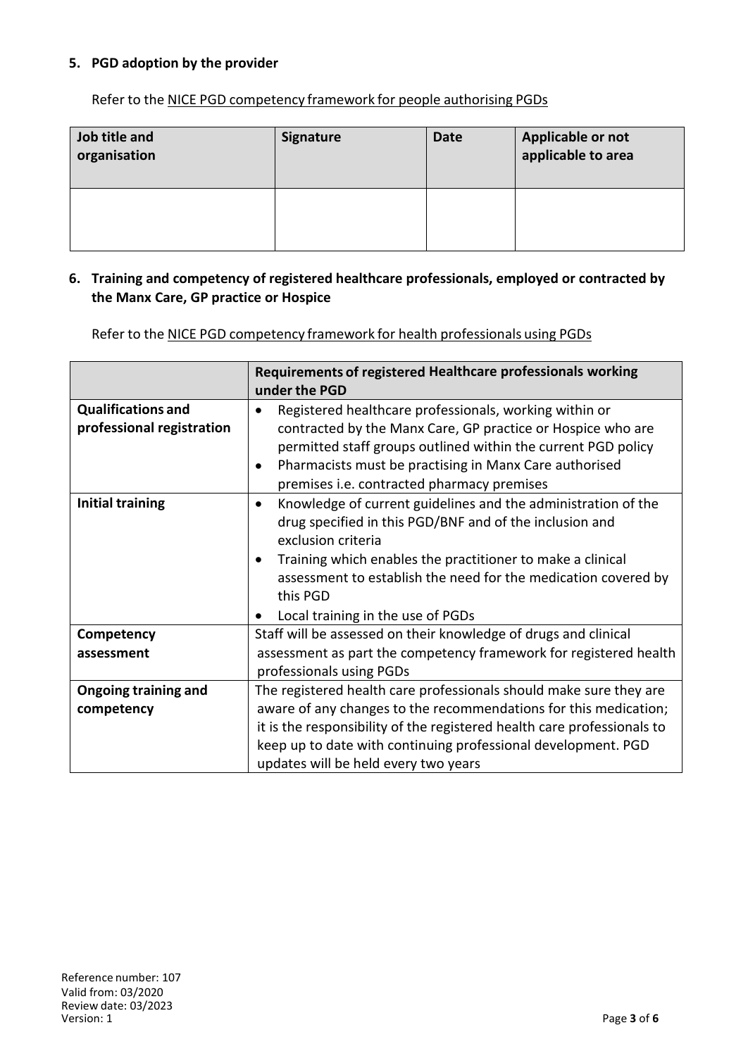## 5. PGD adoption by the provider

Refer to the NICE PGD competency framework for people authorising PGDs

| Job title and organisation | Signature | Date | Applicable or not applicable to area |
|---|---|---|---|
| | | | |

## 6. Training and competency of registered healthcare professionals, employed or contracted by the Manx Care, GP practice or Hospice

Refer to the NICE PGD competency framework for health professionals using PGDs

| | Requirements of registered Healthcare professionals working under the PGD |
|---|---|
| **Qualifications and professional registration** | • Registered healthcare professionals, working within or contracted by the Manx Care, GP practice or Hospice who are permitted staff groups outlined within the current PGD policy<br>• Pharmacists must be practising in Manx Care authorised premises i.e. contracted pharmacy premises |
| **Initial training** | • Knowledge of current guidelines and the administration of the drug specified in this PGD/BNF and of the inclusion and exclusion criteria<br>• Training which enables the practitioner to make a clinical assessment to establish the need for the medication covered by this PGD<br>• Local training in the use of PGDs |
| **Competency assessment** | Staff will be assessed on their knowledge of drugs and clinical assessment as part the competency framework for registered health professionals using PGDs |
| **Ongoing training and competency** | The registered health care professionals should make sure they are aware of any changes to the recommendations for this medication; it is the responsibility of the registered health care professionals to keep up to date with continuing professional development. PGD updates will be held every two years |

Reference number: 107
Valid from: 03/2020
Review date: 03/2023
Version: 1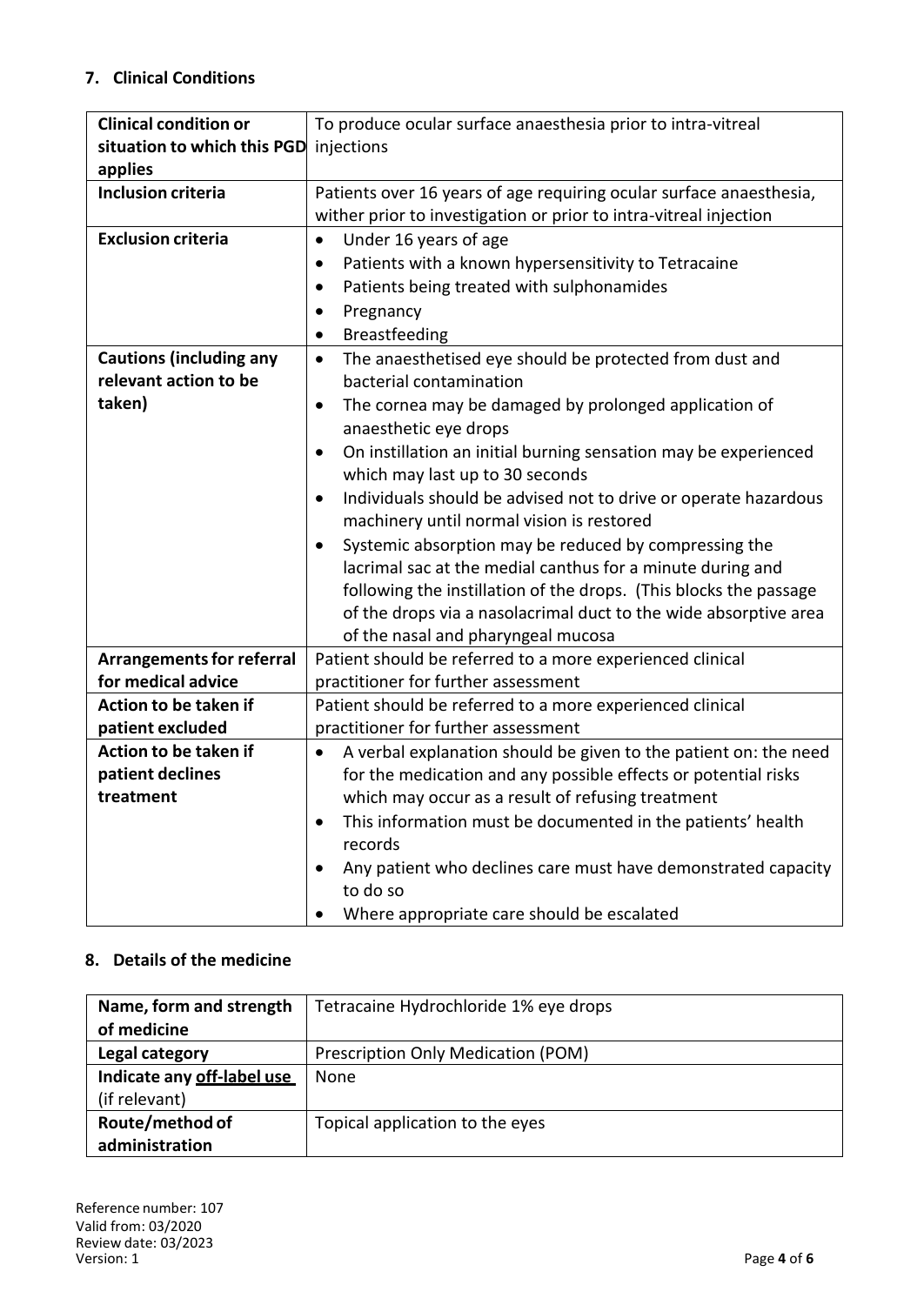## 7. Clinical Conditions

| | |
|---|---|
| **Clinical condition or situation to which this PGD applies** | To produce ocular surface anaesthesia prior to intra-vitreal injections |
| **Inclusion criteria** | Patients over 16 years of age requiring ocular surface anaesthesia, wither prior to investigation or prior to intra-vitreal injection |
| **Exclusion criteria** | • Under 16 years of age<br>• Patients with a known hypersensitivity to Tetracaine<br>• Patients being treated with sulphonamides<br>• Pregnancy<br>• Breastfeeding |
| **Cautions (including any relevant action to be taken)** | • The anaesthetised eye should be protected from dust and bacterial contamination<br>• The cornea may be damaged by prolonged application of anaesthetic eye drops<br>• On instillation an initial burning sensation may be experienced which may last up to 30 seconds<br>• Individuals should be advised not to drive or operate hazardous machinery until normal vision is restored<br>• Systemic absorption may be reduced by compressing the lacrimal sac at the medial canthus for a minute during and following the instillation of the drops. (This blocks the passage of the drops via a nasolacrimal duct to the wide absorptive area of the nasal and pharyngeal mucosa |
| **Arrangements for referral for medical advice** | Patient should be referred to a more experienced clinical practitioner for further assessment |
| **Action to be taken if patient excluded** | Patient should be referred to a more experienced clinical practitioner for further assessment |
| **Action to be taken if patient declines treatment** | • A verbal explanation should be given to the patient on: the need for the medication and any possible effects or potential risks which may occur as a result of refusing treatment<br>• This information must be documented in the patients' health records<br>• Any patient who declines care must have demonstrated capacity to do so<br>• Where appropriate care should be escalated |

## 8. Details of the medicine

| | |
|---|---|
| **Name, form and strength of medicine** | Tetracaine Hydrochloride 1% eye drops |
| **Legal category** | Prescription Only Medication (POM) |
| **Indicate any off-label use** (if relevant) | None |
| **Route/method of administration** | Topical application to the eyes |

Reference number: 107
Valid from: 03/2020
Review date: 03/2023
Version: 1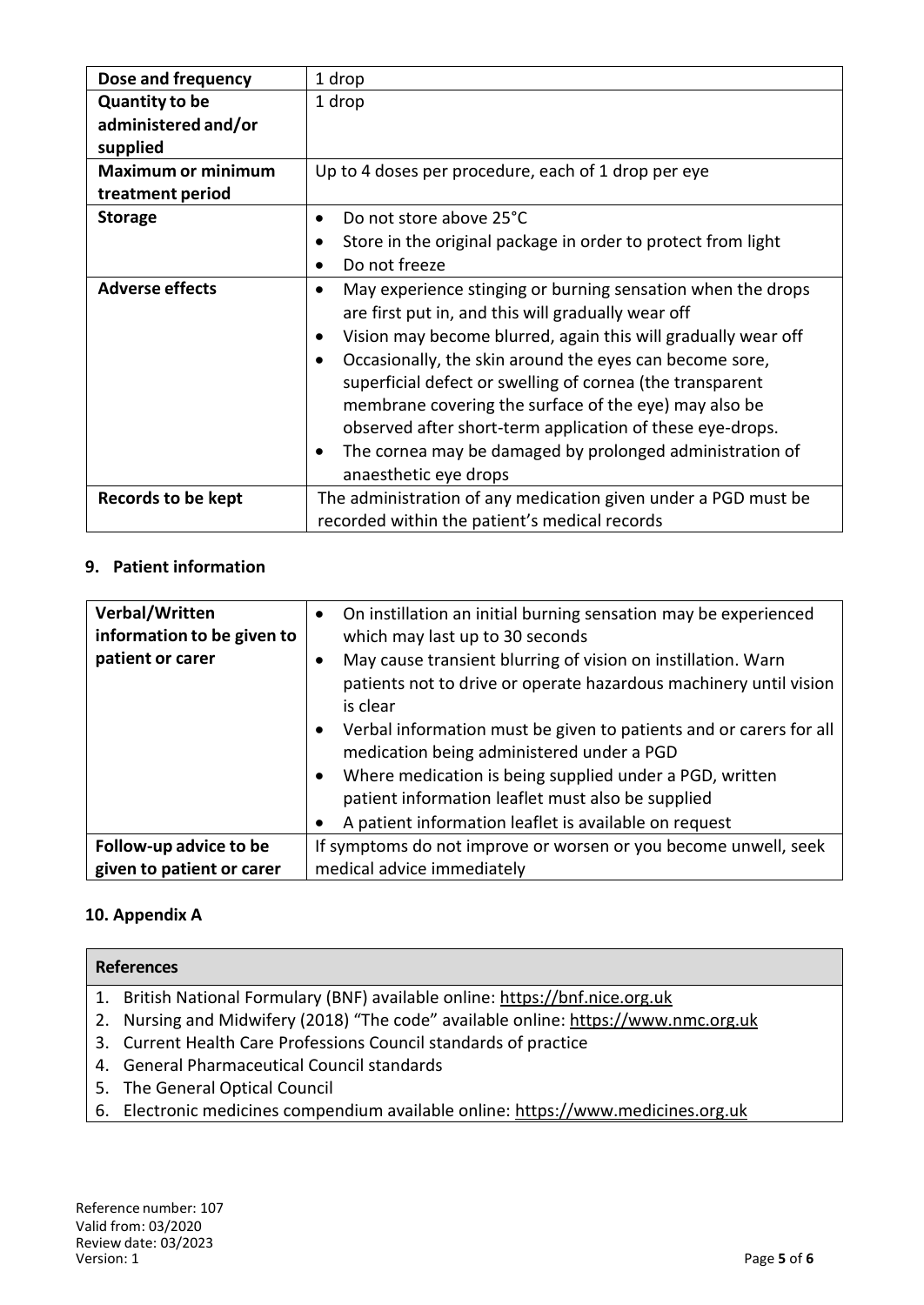| | |
|---|---|
| **Dose and frequency** | 1 drop |
| **Quantity to be administered and/or supplied** | 1 drop |
| **Maximum or minimum treatment period** | Up to 4 doses per procedure, each of 1 drop per eye |
| **Storage** | • Do not store above 25°C<br>• Store in the original package in order to protect from light<br>• Do not freeze |
| **Adverse effects** | • May experience stinging or burning sensation when the drops are first put in, and this will gradually wear off<br>• Vision may become blurred, again this will gradually wear off<br>• Occasionally, the skin around the eyes can become sore, superficial defect or swelling of cornea (the transparent membrane covering the surface of the eye) may also be observed after short-term application of these eye-drops.<br>• The cornea may be damaged by prolonged administration of anaesthetic eye drops |
| **Records to be kept** | The administration of any medication given under a PGD must be recorded within the patient's medical records |

## 9. Patient information

| | |
|---|---|
| **Verbal/Written information to be given to patient or carer** | • On instillation an initial burning sensation may be experienced which may last up to 30 seconds<br>• May cause transient blurring of vision on instillation. Warn patients not to drive or operate hazardous machinery until vision is clear<br>• Verbal information must be given to patients and or carers for all medication being administered under a PGD<br>• Where medication is being supplied under a PGD, written patient information leaflet must also be supplied<br>• A patient information leaflet is available on request |
| **Follow-up advice to be given to patient or carer** | If symptoms do not improve or worsen or you become unwell, seek medical advice immediately |

## 10. Appendix A

| **References** |
|---|
| 1. British National Formulary (BNF) available online: https://bnf.nice.org.uk<br>2. Nursing and Midwifery (2018) "The code" available online: https://www.nmc.org.uk<br>3. Current Health Care Professions Council standards of practice<br>4. General Pharmaceutical Council standards<br>5. The General Optical Council<br>6. Electronic medicines compendium available online: https://www.medicines.org.uk |

Reference number: 107
Valid from: 03/2020
Review date: 03/2023
Version: 1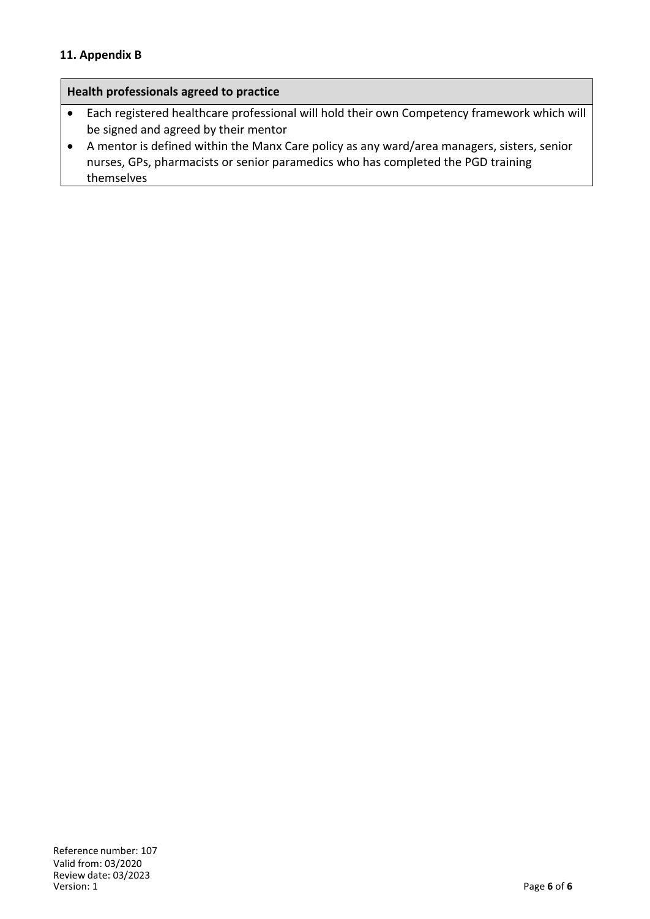## 11. Appendix B

| Health professionals agreed to practice |
| --- |
| • Each registered healthcare professional will hold their own Competency framework which will be signed and agreed by their mentor<br>• A mentor is defined within the Manx Care policy as any ward/area managers, sisters, senior nurses, GPs, pharmacists or senior paramedics who has completed the PGD training themselves |

Reference number: 107
Valid from: 03/2020
Review date: 03/2023
Version: 1